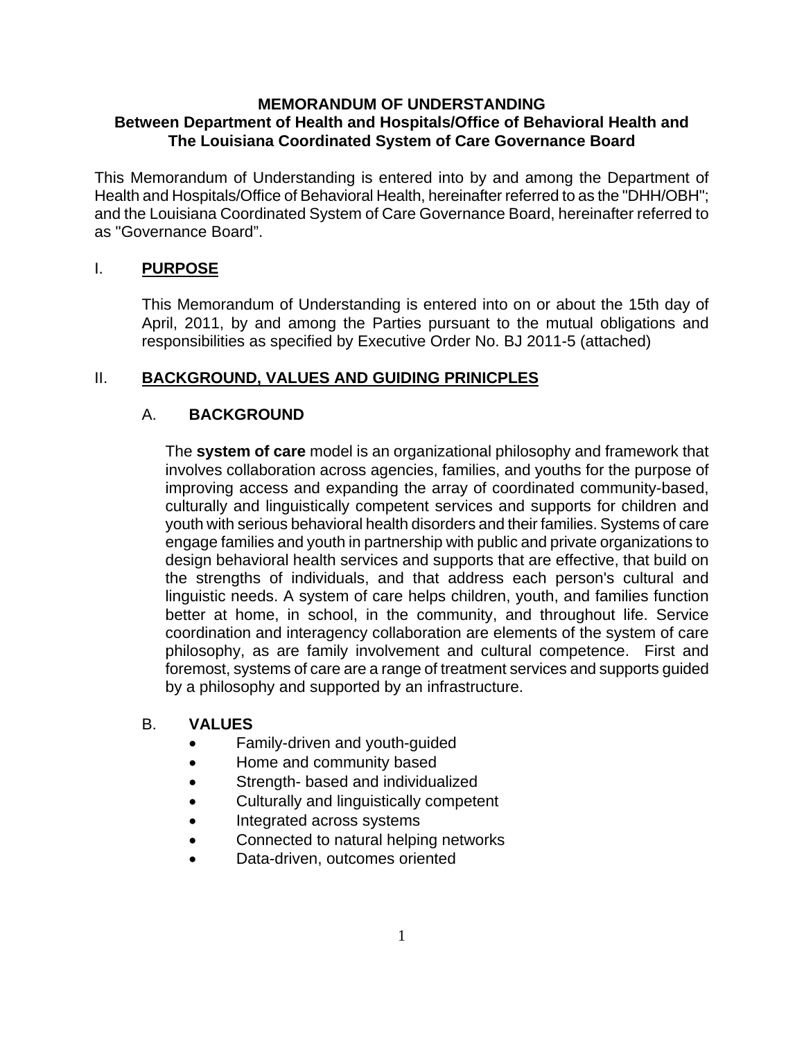**MEMORANDUM OF UNDERSTANDING**
**Between Department of Health and Hospitals/Office of Behavioral Health and The Louisiana Coordinated System of Care Governance Board**

This Memorandum of Understanding is entered into by and among the Department of Health and Hospitals/Office of Behavioral Health, hereinafter referred to as the "DHH/OBH"; and the Louisiana Coordinated System of Care Governance Board, hereinafter referred to as "Governance Board".

## I. PURPOSE

This Memorandum of Understanding is entered into on or about the 15th day of April, 2011, by and among the Parties pursuant to the mutual obligations and responsibilities as specified by Executive Order No. BJ 2011-5 (attached)

## II. BACKGROUND, VALUES AND GUIDING PRINICPLES

### A. BACKGROUND

The **system of care** model is an organizational philosophy and framework that involves collaboration across agencies, families, and youths for the purpose of improving access and expanding the array of coordinated community-based, culturally and linguistically competent services and supports for children and youth with serious behavioral health disorders and their families. Systems of care engage families and youth in partnership with public and private organizations to design behavioral health services and supports that are effective, that build on the strengths of individuals, and that address each person's cultural and linguistic needs. A system of care helps children, youth, and families function better at home, in school, in the community, and throughout life. Service coordination and interagency collaboration are elements of the system of care philosophy, as are family involvement and cultural competence. First and foremost, systems of care are a range of treatment services and supports guided by a philosophy and supported by an infrastructure.

### B. VALUES

- Family-driven and youth-guided
- Home and community based
- Strength- based and individualized
- Culturally and linguistically competent
- Integrated across systems
- Connected to natural helping networks
- Data-driven, outcomes oriented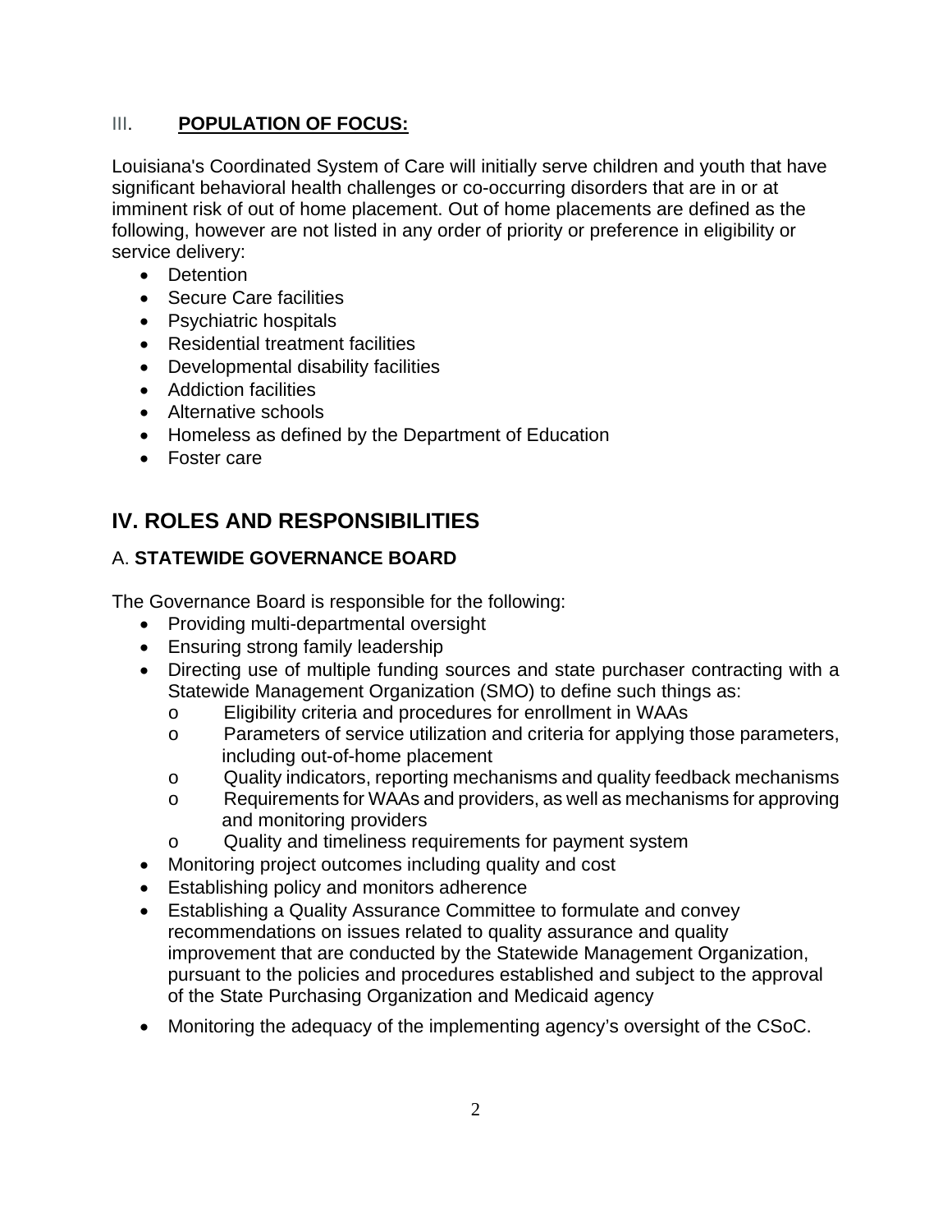## III. **POPULATION OF FOCUS:**

Louisiana's Coordinated System of Care will initially serve children and youth that have significant behavioral health challenges or co-occurring disorders that are in or at imminent risk of out of home placement. Out of home placements are defined as the following, however are not listed in any order of priority or preference in eligibility or service delivery:

- Detention
- Secure Care facilities
- Psychiatric hospitals
- Residential treatment facilities
- Developmental disability facilities
- Addiction facilities
- Alternative schools
- Homeless as defined by the Department of Education
- Foster care

# IV. ROLES AND RESPONSIBILITIES

### A. **STATEWIDE GOVERNANCE BOARD**

The Governance Board is responsible for the following:

- Providing multi-departmental oversight
- Ensuring strong family leadership
- Directing use of multiple funding sources and state purchaser contracting with a Statewide Management Organization (SMO) to define such things as:
  - Eligibility criteria and procedures for enrollment in WAAs
  - Parameters of service utilization and criteria for applying those parameters, including out-of-home placement
  - Quality indicators, reporting mechanisms and quality feedback mechanisms
  - Requirements for WAAs and providers, as well as mechanisms for approving and monitoring providers
  - Quality and timeliness requirements for payment system
- Monitoring project outcomes including quality and cost
- Establishing policy and monitors adherence
- Establishing a Quality Assurance Committee to formulate and convey recommendations on issues related to quality assurance and quality improvement that are conducted by the Statewide Management Organization, pursuant to the policies and procedures established and subject to the approval of the State Purchasing Organization and Medicaid agency
- Monitoring the adequacy of the implementing agency's oversight of the CSoC.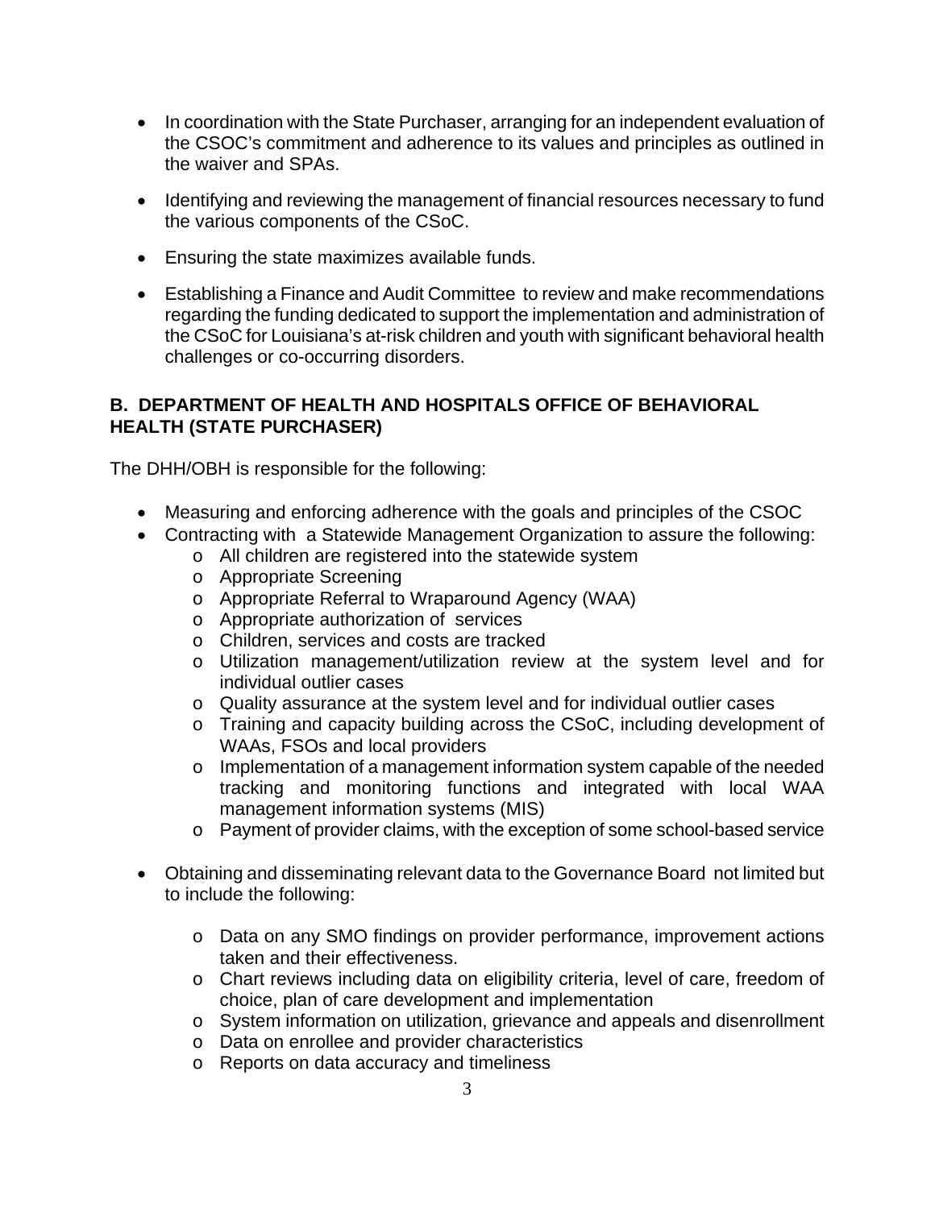- In coordination with the State Purchaser, arranging for an independent evaluation of the CSOC's commitment and adherence to its values and principles as outlined in the waiver and SPAs.
- Identifying and reviewing the management of financial resources necessary to fund the various components of the CSoC.
- Ensuring the state maximizes available funds.
- Establishing a Finance and Audit Committee to review and make recommendations regarding the funding dedicated to support the implementation and administration of the CSoC for Louisiana's at-risk children and youth with significant behavioral health challenges or co-occurring disorders.

**B. DEPARTMENT OF HEALTH AND HOSPITALS OFFICE OF BEHAVIORAL HEALTH (STATE PURCHASER)**

The DHH/OBH is responsible for the following:

- Measuring and enforcing adherence with the goals and principles of the CSOC
- Contracting with a Statewide Management Organization to assure the following:
  - All children are registered into the statewide system
  - Appropriate Screening
  - Appropriate Referral to Wraparound Agency (WAA)
  - Appropriate authorization of services
  - Children, services and costs are tracked
  - Utilization management/utilization review at the system level and for individual outlier cases
  - Quality assurance at the system level and for individual outlier cases
  - Training and capacity building across the CSoC, including development of WAAs, FSOs and local providers
  - Implementation of a management information system capable of the needed tracking and monitoring functions and integrated with local WAA management information systems (MIS)
  - Payment of provider claims, with the exception of some school-based service
- Obtaining and disseminating relevant data to the Governance Board not limited but to include the following:
  - Data on any SMO findings on provider performance, improvement actions taken and their effectiveness.
  - Chart reviews including data on eligibility criteria, level of care, freedom of choice, plan of care development and implementation
  - System information on utilization, grievance and appeals and disenrollment
  - Data on enrollee and provider characteristics
  - Reports on data accuracy and timeliness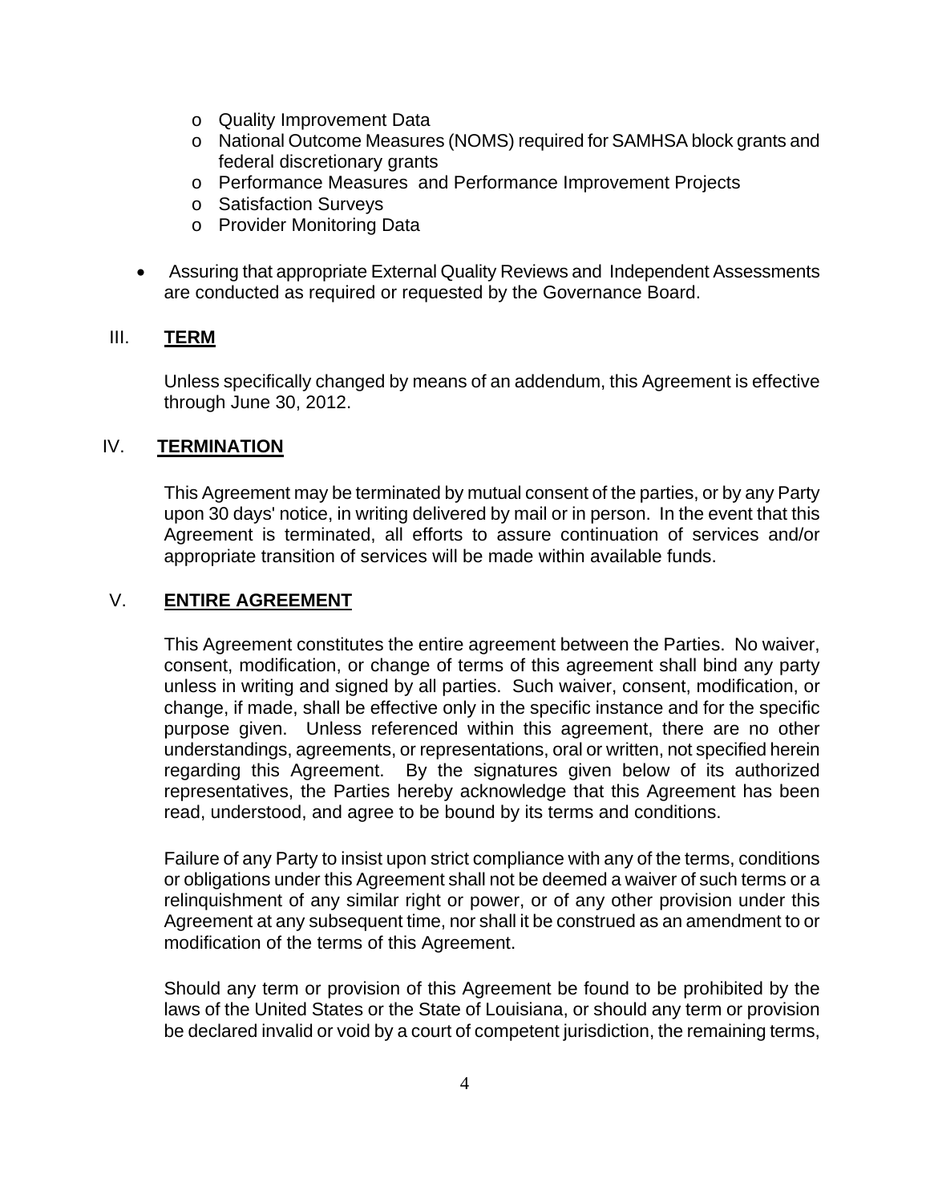- Quality Improvement Data
    - National Outcome Measures (NOMS) required for SAMHSA block grants and federal discretionary grants
    - Performance Measures and Performance Improvement Projects
    - Satisfaction Surveys
    - Provider Monitoring Data

- Assuring that appropriate External Quality Reviews and Independent Assessments are conducted as required or requested by the Governance Board.

## III. TERM

Unless specifically changed by means of an addendum, this Agreement is effective through June 30, 2012.

## IV. TERMINATION

This Agreement may be terminated by mutual consent of the parties, or by any Party upon 30 days' notice, in writing delivered by mail or in person. In the event that this Agreement is terminated, all efforts to assure continuation of services and/or appropriate transition of services will be made within available funds.

## V. ENTIRE AGREEMENT

This Agreement constitutes the entire agreement between the Parties. No waiver, consent, modification, or change of terms of this agreement shall bind any party unless in writing and signed by all parties. Such waiver, consent, modification, or change, if made, shall be effective only in the specific instance and for the specific purpose given. Unless referenced within this agreement, there are no other understandings, agreements, or representations, oral or written, not specified herein regarding this Agreement. By the signatures given below of its authorized representatives, the Parties hereby acknowledge that this Agreement has been read, understood, and agree to be bound by its terms and conditions.

Failure of any Party to insist upon strict compliance with any of the terms, conditions or obligations under this Agreement shall not be deemed a waiver of such terms or a relinquishment of any similar right or power, or of any other provision under this Agreement at any subsequent time, nor shall it be construed as an amendment to or modification of the terms of this Agreement.

Should any term or provision of this Agreement be found to be prohibited by the laws of the United States or the State of Louisiana, or should any term or provision be declared invalid or void by a court of competent jurisdiction, the remaining terms,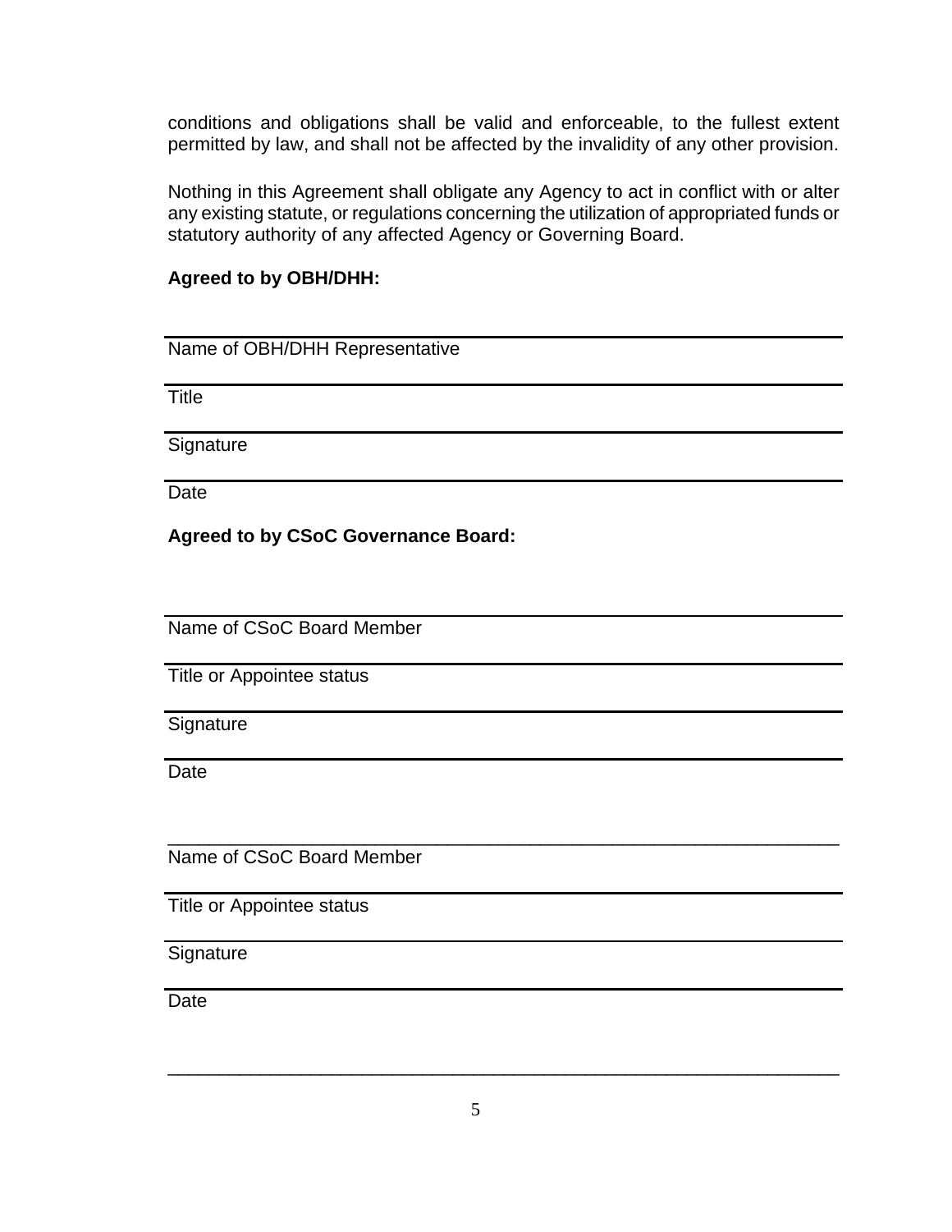conditions and obligations shall be valid and enforceable, to the fullest extent permitted by law, and shall not be affected by the invalidity of any other provision.

Nothing in this Agreement shall obligate any Agency to act in conflict with or alter any existing statute, or regulations concerning the utilization of appropriated funds or statutory authority of any affected Agency or Governing Board.

**Agreed to by OBH/DHH:**

___________________________________________
Name of OBH/DHH Representative

___________________________________________
Title

___________________________________________
Signature

___________________________________________
Date

**Agreed to by CSoC Governance Board:**

___________________________________________
Name of CSoC Board Member

___________________________________________
Title or Appointee status

___________________________________________
Signature

___________________________________________
Date

___________________________________________
Name of CSoC Board Member

___________________________________________
Title or Appointee status

___________________________________________
Signature

___________________________________________
Date

___________________________________________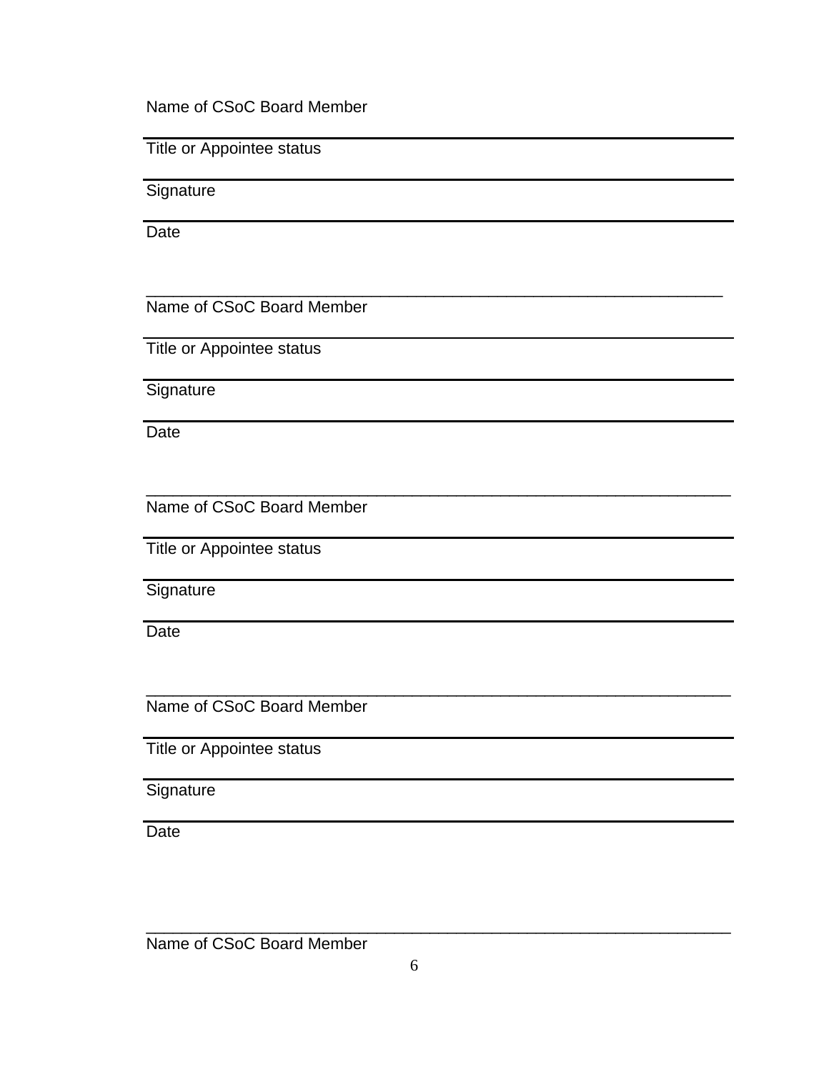Name of CSoC Board Member

---

Title or Appointee status

---

Signature

---

Date

_______________________________________________________________

Name of CSoC Board Member

---

Title or Appointee status

---

Signature

---

Date

_______________________________________________________________

Name of CSoC Board Member

---

Title or Appointee status

---

Signature

---

Date

_______________________________________________________________

Name of CSoC Board Member

---

Title or Appointee status

---

Signature

---

Date

_______________________________________________________________

Name of CSoC Board Member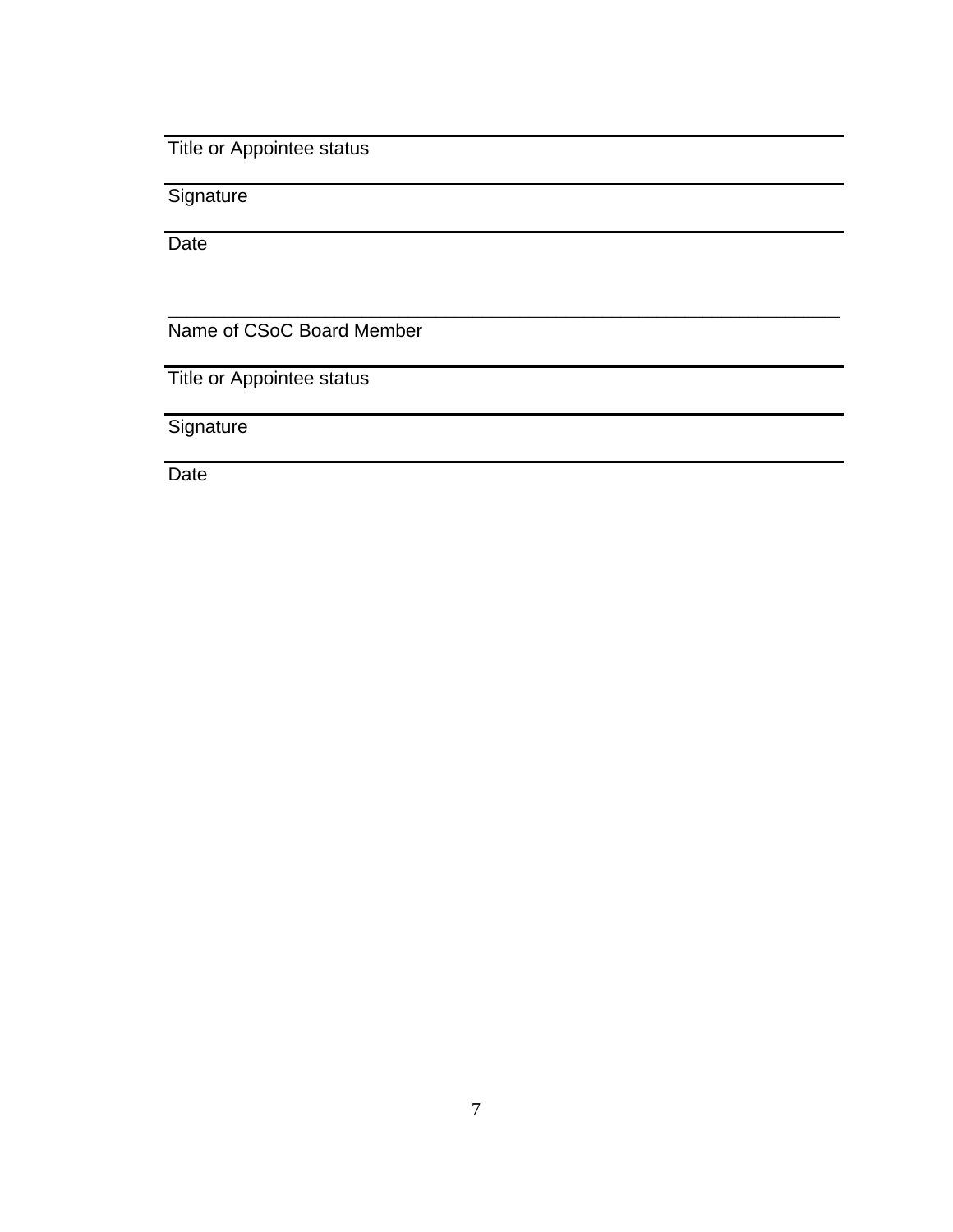\_\_\_\_\_\_\_\_\_\_\_\_\_\_\_\_\_\_\_\_\_\_\_\_\_\_\_\_\_\_\_\_\_\_\_\_\_\_\_\_\_\_\_\_\_\_\_\_\_\_\_\_\_\_\_\_\_\_

Title or Appointee status

\_\_\_\_\_\_\_\_\_\_\_\_\_\_\_\_\_\_\_\_\_\_\_\_\_\_\_\_\_\_\_\_\_\_\_\_\_\_\_\_\_\_\_\_\_\_\_\_\_\_\_\_\_\_\_\_\_\_

Signature

\_\_\_\_\_\_\_\_\_\_\_\_\_\_\_\_\_\_\_\_\_\_\_\_\_\_\_\_\_\_\_\_\_\_\_\_\_\_\_\_\_\_\_\_\_\_\_\_\_\_\_\_\_\_\_\_\_\_

Date

\_\_\_\_\_\_\_\_\_\_\_\_\_\_\_\_\_\_\_\_\_\_\_\_\_\_\_\_\_\_\_\_\_\_\_\_\_\_\_\_\_\_\_\_\_\_\_\_\_\_\_\_\_\_\_\_\_\_

Name of CSoC Board Member

\_\_\_\_\_\_\_\_\_\_\_\_\_\_\_\_\_\_\_\_\_\_\_\_\_\_\_\_\_\_\_\_\_\_\_\_\_\_\_\_\_\_\_\_\_\_\_\_\_\_\_\_\_\_\_\_\_\_

Title or Appointee status

\_\_\_\_\_\_\_\_\_\_\_\_\_\_\_\_\_\_\_\_\_\_\_\_\_\_\_\_\_\_\_\_\_\_\_\_\_\_\_\_\_\_\_\_\_\_\_\_\_\_\_\_\_\_\_\_\_\_

Signature

\_\_\_\_\_\_\_\_\_\_\_\_\_\_\_\_\_\_\_\_\_\_\_\_\_\_\_\_\_\_\_\_\_\_\_\_\_\_\_\_\_\_\_\_\_\_\_\_\_\_\_\_\_\_\_\_\_\_

Date